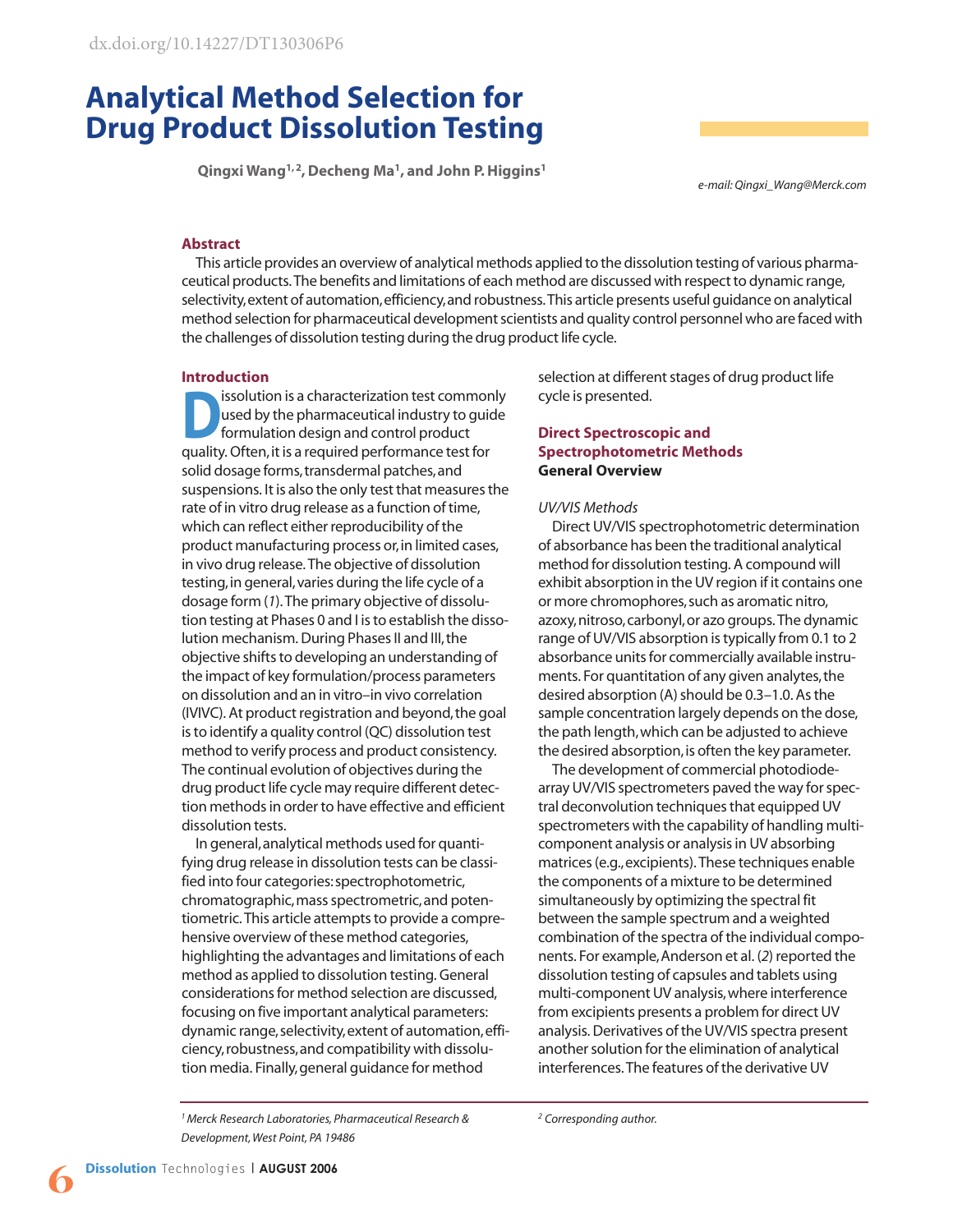dx.doi.org/10.14227/DT130306P6

# Analytical Method Selection for Drug Product Dissolution Testing

**Qingxi Wang[1,2], Decheng Ma[1], and John P. Higgins[1]**

*e-mail: Qingxi_Wang@Merck.com*

## Abstract

This article provides an overview of analytical methods applied to the dissolution testing of various pharmaceutical products. The benefits and limitations of each method are discussed with respect to dynamic range, selectivity, extent of automation, efficiency, and robustness. This article presents useful guidance on analytical method selection for pharmaceutical development scientists and quality control personnel who are faced with the challenges of dissolution testing during the drug product life cycle.

## Introduction

Dissolution is a characterization test commonly used by the pharmaceutical industry to guide formulation design and control product quality. Often, it is a required performance test for solid dosage forms, transdermal patches, and suspensions. It is also the only test that measures the rate of in vitro drug release as a function of time, which can reflect either reproducibility of the product manufacturing process or, in limited cases, in vivo drug release. The objective of dissolution testing, in general, varies during the life cycle of a dosage form (*1*). The primary objective of dissolution testing at Phases 0 and I is to establish the dissolution mechanism. During Phases II and III, the objective shifts to developing an understanding of the impact of key formulation/process parameters on dissolution and an in vitro–in vivo correlation (IVIVC). At product registration and beyond, the goal is to identify a quality control (QC) dissolution test method to verify process and product consistency. The continual evolution of objectives during the drug product life cycle may require different detection methods in order to have effective and efficient dissolution tests.

In general, analytical methods used for quantifying drug release in dissolution tests can be classified into four categories: spectrophotometric, chromatographic, mass spectrometric, and potentiometric. This article attempts to provide a comprehensive overview of these method categories, highlighting the advantages and limitations of each method as applied to dissolution testing. General considerations for method selection are discussed, focusing on five important analytical parameters: dynamic range, selectivity, extent of automation, efficiency, robustness, and compatibility with dissolution media. Finally, general guidance for method selection at different stages of drug product life cycle is presented.

## Direct Spectroscopic and Spectrophotometric Methods

### General Overview

*UV/VIS Methods*

Direct UV/VIS spectrophotometric determination of absorbance has been the traditional analytical method for dissolution testing. A compound will exhibit absorption in the UV region if it contains one or more chromophores, such as aromatic nitro, azoxy, nitroso, carbonyl, or azo groups. The dynamic range of UV/VIS absorption is typically from 0.1 to 2 absorbance units for commercially available instruments. For quantitation of any given analytes, the desired absorption (A) should be 0.3–1.0. As the sample concentration largely depends on the dose, the path length, which can be adjusted to achieve the desired absorption, is often the key parameter.

The development of commercial photodiode-array UV/VIS spectrometers paved the way for spectral deconvolution techniques that equipped UV spectrometers with the capability of handling multi-component analysis or analysis in UV absorbing matrices (e.g., excipients). These techniques enable the components of a mixture to be determined simultaneously by optimizing the spectral fit between the sample spectrum and a weighted combination of the spectra of the individual components. For example, Anderson et al. (*2*) reported the dissolution testing of capsules and tablets using multi-component UV analysis, where interference from excipients presents a problem for direct UV analysis. Derivatives of the UV/VIS spectra present another solution for the elimination of analytical interferences. The features of the derivative UV

---

[1] *Merck Research Laboratories, Pharmaceutical Research & Development, West Point, PA 19486*

[2] *Corresponding author.*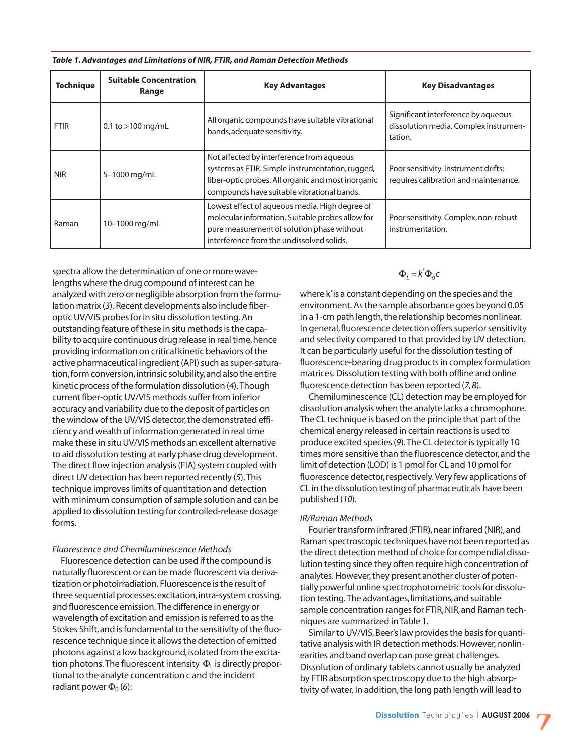*Table 1. Advantages and Limitations of NIR, FTIR, and Raman Detection Methods*

| Technique | Suitable Concentration Range | Key Advantages | Key Disadvantages |
|---|---|---|---|
| FTIR | 0.1 to >100 mg/mL | All organic compounds have suitable vibrational bands, adequate sensitivity. | Significant interference by aqueous dissolution media. Complex instrumentation. |
| NIR | 5–1000 mg/mL | Not affected by interference from aqueous systems as FTIR. Simple instrumentation, rugged, fiber-optic probes. All organic and most inorganic compounds have suitable vibrational bands. | Poor sensitivity. Instrument drifts; requires calibration and maintenance. |
| Raman | 10–1000 mg/mL | Lowest effect of aqueous media. High degree of molecular information. Suitable probes allow for pure measurement of solution phase without interference from the undissolved solids. | Poor sensitivity. Complex, non-robust instrumentation. |

spectra allow the determination of one or more wavelengths where the drug compound of interest can be analyzed with zero or negligible absorption from the formulation matrix (*3*). Recent developments also include fiber-optic UV/VIS probes for in situ dissolution testing. An outstanding feature of these in situ methods is the capability to acquire continuous drug release in real time, hence providing information on critical kinetic behaviors of the active pharmaceutical ingredient (API) such as super-saturation, form conversion, intrinsic solubility, and also the entire kinetic process of the formulation dissolution (*4*). Though current fiber-optic UV/VIS methods suffer from inferior accuracy and variability due to the deposit of particles on the window of the UV/VIS detector, the demonstrated efficiency and wealth of information generated in real time make these in situ UV/VIS methods an excellent alternative to aid dissolution testing at early phase drug development. The direct flow injection analysis (FIA) system coupled with direct UV detection has been reported recently (*5*). This technique improves limits of quantitation and detection with minimum consumption of sample solution and can be applied to dissolution testing for controlled-release dosage forms.

*Fluorescence and Chemiluminescence Methods*

Fluorescence detection can be used if the compound is naturally fluorescent or can be made fluorescent via derivatization or photoirradiation. Fluorescence is the result of three sequential processes: excitation, intra-system crossing, and fluorescence emission. The difference in energy or wavelength of excitation and emission is referred to as the Stokes Shift, and is fundamental to the sensitivity of the fluorescence technique since it allows the detection of emitted photons against a low background, isolated from the excitation photons. The fluorescent intensity $\Phi_L$ is directly proportional to the analyte concentration c and the incident radiant power $\Phi_0$ (*6*):

$$\Phi_L = k'\Phi_0 c$$

where k' is a constant depending on the species and the environment. As the sample absorbance goes beyond 0.05 in a 1-cm path length, the relationship becomes nonlinear. In general, fluorescence detection offers superior sensitivity and selectivity compared to that provided by UV detection. It can be particularly useful for the dissolution testing of fluorescence-bearing drug products in complex formulation matrices. Dissolution testing with both offline and online fluorescence detection has been reported (*7, 8*).

Chemiluminescence (CL) detection may be employed for dissolution analysis when the analyte lacks a chromophore. The CL technique is based on the principle that part of the chemical energy released in certain reactions is used to produce excited species (*9*). The CL detector is typically 10 times more sensitive than the fluorescence detector, and the limit of detection (LOD) is 1 pmol for CL and 10 pmol for fluorescence detector, respectively. Very few applications of CL in the dissolution testing of pharmaceuticals have been published (*10*).

*IR/Raman Methods*

Fourier transform infrared (FTIR), near infrared (NIR), and Raman spectroscopic techniques have not been reported as the direct detection method of choice for compendial dissolution testing since they often require high concentration of analytes. However, they present another cluster of potentially powerful online spectrophotometric tools for dissolution testing. The advantages, limitations, and suitable sample concentration ranges for FTIR, NIR, and Raman techniques are summarized in Table 1.

Similar to UV/VIS, Beer's law provides the basis for quantitative analysis with IR detection methods. However, nonlinearities and band overlap can pose great challenges. Dissolution of ordinary tablets cannot usually be analyzed by FTIR absorption spectroscopy due to the high absorptivity of water. In addition, the long path length will lead to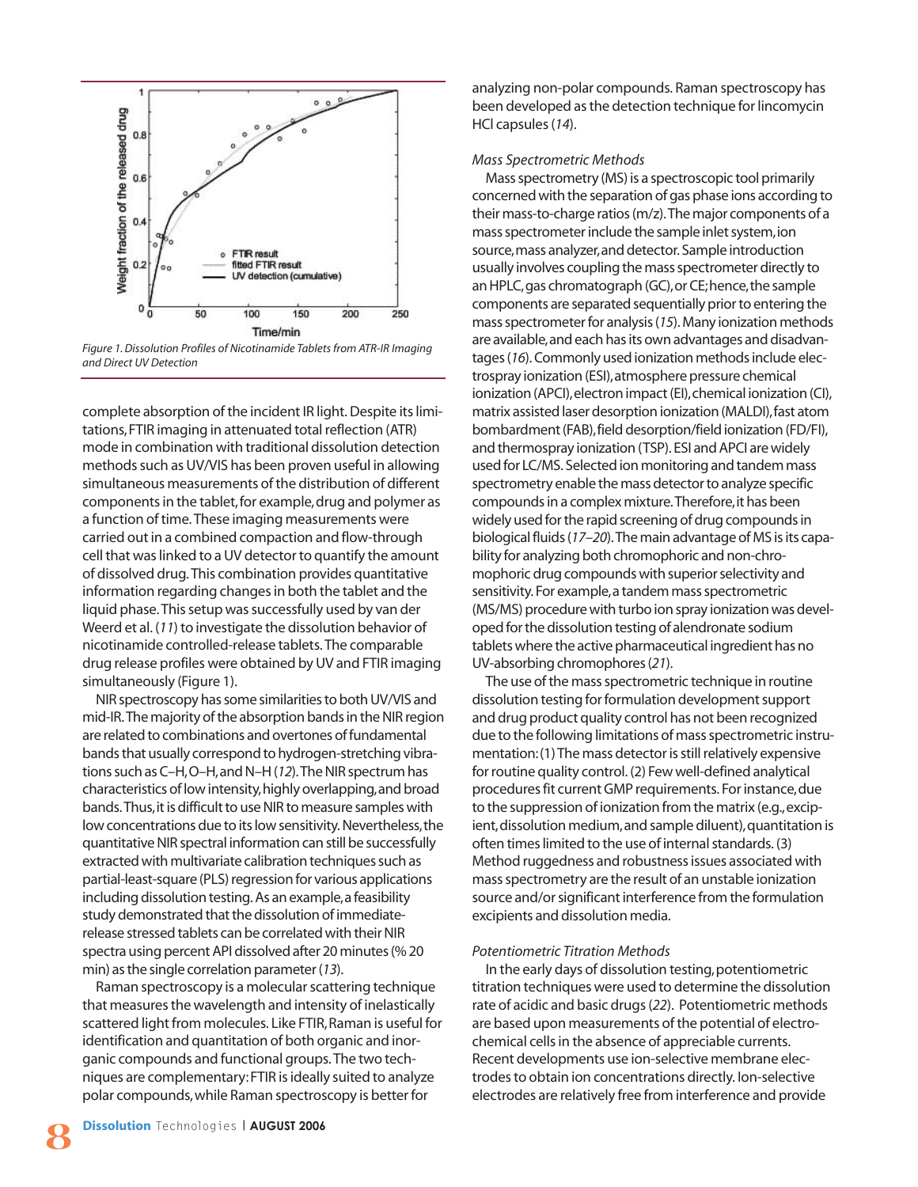Figure 1. Dissolution Profiles of Nicotinamide Tablets from ATR-IR Imaging and Direct UV Detection

complete absorption of the incident IR light. Despite its limitations, FTIR imaging in attenuated total reflection (ATR) mode in combination with traditional dissolution detection methods such as UV/VIS has been proven useful in allowing simultaneous measurements of the distribution of different components in the tablet, for example, drug and polymer as a function of time. These imaging measurements were carried out in a combined compaction and flow-through cell that was linked to a UV detector to quantify the amount of dissolved drug. This combination provides quantitative information regarding changes in both the tablet and the liquid phase. This setup was successfully used by van der Weerd et al. (*11*) to investigate the dissolution behavior of nicotinamide controlled-release tablets. The comparable drug release profiles were obtained by UV and FTIR imaging simultaneously (Figure 1).

NIR spectroscopy has some similarities to both UV/VIS and mid-IR. The majority of the absorption bands in the NIR region are related to combinations and overtones of fundamental bands that usually correspond to hydrogen-stretching vibrations such as C–H, O–H, and N–H (*12*). The NIR spectrum has characteristics of low intensity, highly overlapping, and broad bands. Thus, it is difficult to use NIR to measure samples with low concentrations due to its low sensitivity. Nevertheless, the quantitative NIR spectral information can still be successfully extracted with multivariate calibration techniques such as partial-least-square (PLS) regression for various applications including dissolution testing. As an example, a feasibility study demonstrated that the dissolution of immediate-release stressed tablets can be correlated with their NIR spectra using percent API dissolved after 20 minutes (% 20 min) as the single correlation parameter (*13*).

Raman spectroscopy is a molecular scattering technique that measures the wavelength and intensity of inelastically scattered light from molecules. Like FTIR, Raman is useful for identification and quantitation of both organic and inorganic compounds and functional groups. The two techniques are complementary: FTIR is ideally suited to analyze polar compounds, while Raman spectroscopy is better for analyzing non-polar compounds. Raman spectroscopy has been developed as the detection technique for lincomycin HCl capsules (*14*).

### *Mass Spectrometric Methods*

Mass spectrometry (MS) is a spectroscopic tool primarily concerned with the separation of gas phase ions according to their mass-to-charge ratios (m/z). The major components of a mass spectrometer include the sample inlet system, ion source, mass analyzer, and detector. Sample introduction usually involves coupling the mass spectrometer directly to an HPLC, gas chromatograph (GC), or CE; hence, the sample components are separated sequentially prior to entering the mass spectrometer for analysis (*15*). Many ionization methods are available, and each has its own advantages and disadvantages (*16*). Commonly used ionization methods include electrospray ionization (ESI), atmosphere pressure chemical ionization (APCI), electron impact (EI), chemical ionization (CI), matrix assisted laser desorption ionization (MALDI), fast atom bombardment (FAB), field desorption/field ionization (FD/FI), and thermospray ionization (TSP). ESI and APCI are widely used for LC/MS. Selected ion monitoring and tandem mass spectrometry enable the mass detector to analyze specific compounds in a complex mixture. Therefore, it has been widely used for the rapid screening of drug compounds in biological fluids (*17–20*). The main advantage of MS is its capability for analyzing both chromophoric and non-chromophoric drug compounds with superior selectivity and sensitivity. For example, a tandem mass spectrometric (MS/MS) procedure with turbo ion spray ionization was developed for the dissolution testing of alendronate sodium tablets where the active pharmaceutical ingredient has no UV-absorbing chromophores (*21*).

The use of the mass spectrometric technique in routine dissolution testing for formulation development support and drug product quality control has not been recognized due to the following limitations of mass spectrometric instrumentation: (1) The mass detector is still relatively expensive for routine quality control. (2) Few well-defined analytical procedures fit current GMP requirements. For instance, due to the suppression of ionization from the matrix (e.g., excipient, dissolution medium, and sample diluent), quantitation is often times limited to the use of internal standards. (3) Method ruggedness and robustness issues associated with mass spectrometry are the result of an unstable ionization source and/or significant interference from the formulation excipients and dissolution media.

### *Potentiometric Titration Methods*

In the early days of dissolution testing, potentiometric titration techniques were used to determine the dissolution rate of acidic and basic drugs (*22*). Potentiometric methods are based upon measurements of the potential of electrochemical cells in the absence of appreciable currents. Recent developments use ion-selective membrane electrodes to obtain ion concentrations directly. Ion-selective electrodes are relatively free from interference and provide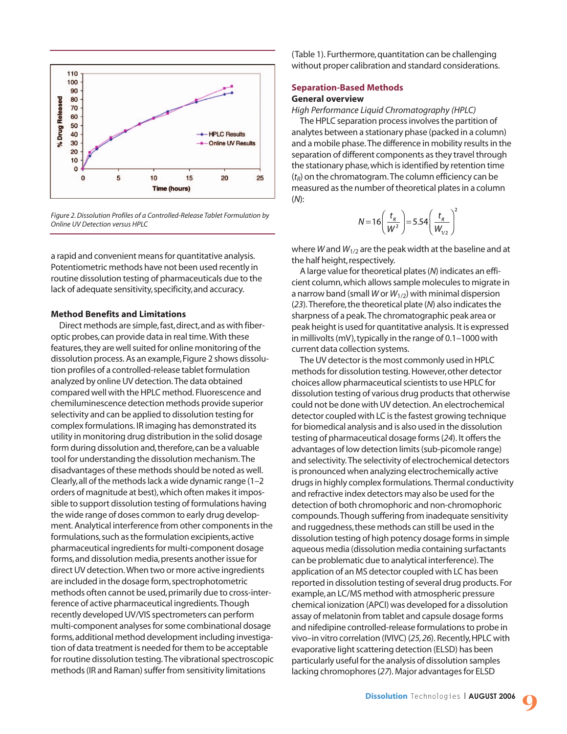Figure 2. Dissolution Profiles of a Controlled-Release Tablet Formulation by Online UV Detection versus HPLC

a rapid and convenient means for quantitative analysis. Potentiometric methods have not been used recently in routine dissolution testing of pharmaceuticals due to the lack of adequate sensitivity, specificity, and accuracy.

### Method Benefits and Limitations

Direct methods are simple, fast, direct, and as with fiber-optic probes, can provide data in real time. With these features, they are well suited for online monitoring of the dissolution process. As an example, Figure 2 shows dissolution profiles of a controlled-release tablet formulation analyzed by online UV detection. The data obtained compared well with the HPLC method. Fluorescence and chemiluminescence detection methods provide superior selectivity and can be applied to dissolution testing for complex formulations. IR imaging has demonstrated its utility in monitoring drug distribution in the solid dosage form during dissolution and, therefore, can be a valuable tool for understanding the dissolution mechanism. The disadvantages of these methods should be noted as well. Clearly, all of the methods lack a wide dynamic range (1–2 orders of magnitude at best), which often makes it impossible to support dissolution testing of formulations having the wide range of doses common to early drug development. Analytical interference from other components in the formulations, such as the formulation excipients, active pharmaceutical ingredients for multi-component dosage forms, and dissolution media, presents another issue for direct UV detection. When two or more active ingredients are included in the dosage form, spectrophotometric methods often cannot be used, primarily due to cross-interference of active pharmaceutical ingredients. Though recently developed UV/VIS spectrometers can perform multi-component analyses for some combinational dosage forms, additional method development including investigation of data treatment is needed for them to be acceptable for routine dissolution testing. The vibrational spectroscopic methods (IR and Raman) suffer from sensitivity limitations (Table 1). Furthermore, quantitation can be challenging without proper calibration and standard considerations.

## Separation-Based Methods

### General overview

*High Performance Liquid Chromatography (HPLC)*

The HPLC separation process involves the partition of analytes between a stationary phase (packed in a column) and a mobile phase. The difference in mobility results in the separation of different components as they travel through the stationary phase, which is identified by retention time ($t_R$) on the chromatogram. The column efficiency can be measured as the number of theoretical plates in a column ($N$):

$$N = 16\left(\frac{t_R}{W^2}\right) = 5.54\left(\frac{t_R}{W_{1/2}}\right)^2$$

where $W$ and $W_{1/2}$ are the peak width at the baseline and at the half height, respectively.

A large value for theoretical plates ($N$) indicates an efficient column, which allows sample molecules to migrate in a narrow band (small $W$ or $W_{1/2}$) with minimal dispersion (*23*). Therefore, the theoretical plate ($N$) also indicates the sharpness of a peak. The chromatographic peak area or peak height is used for quantitative analysis. It is expressed in millivolts (mV), typically in the range of 0.1–1000 with current data collection systems.

The UV detector is the most commonly used in HPLC methods for dissolution testing. However, other detector choices allow pharmaceutical scientists to use HPLC for dissolution testing of various drug products that otherwise could not be done with UV detection. An electrochemical detector coupled with LC is the fastest growing technique for biomedical analysis and is also used in the dissolution testing of pharmaceutical dosage forms (*24*). It offers the advantages of low detection limits (sub-picomole range) and selectivity. The selectivity of electrochemical detectors is pronounced when analyzing electrochemically active drugs in highly complex formulations. Thermal conductivity and refractive index detectors may also be used for the detection of both chromophoric and non-chromophoric compounds. Though suffering from inadequate sensitivity and ruggedness, these methods can still be used in the dissolution testing of high potency dosage forms in simple aqueous media (dissolution media containing surfactants can be problematic due to analytical interference). The application of an MS detector coupled with LC has been reported in dissolution testing of several drug products. For example, an LC/MS method with atmospheric pressure chemical ionization (APCI) was developed for a dissolution assay of melatonin from tablet and capsule dosage forms and nifedipine controlled-release formulations to probe in vivo–in vitro correlation (IVIVC) (*25, 26*). Recently, HPLC with evaporative light scattering detection (ELSD) has been particularly useful for the analysis of dissolution samples lacking chromophores (*27*). Major advantages for ELSD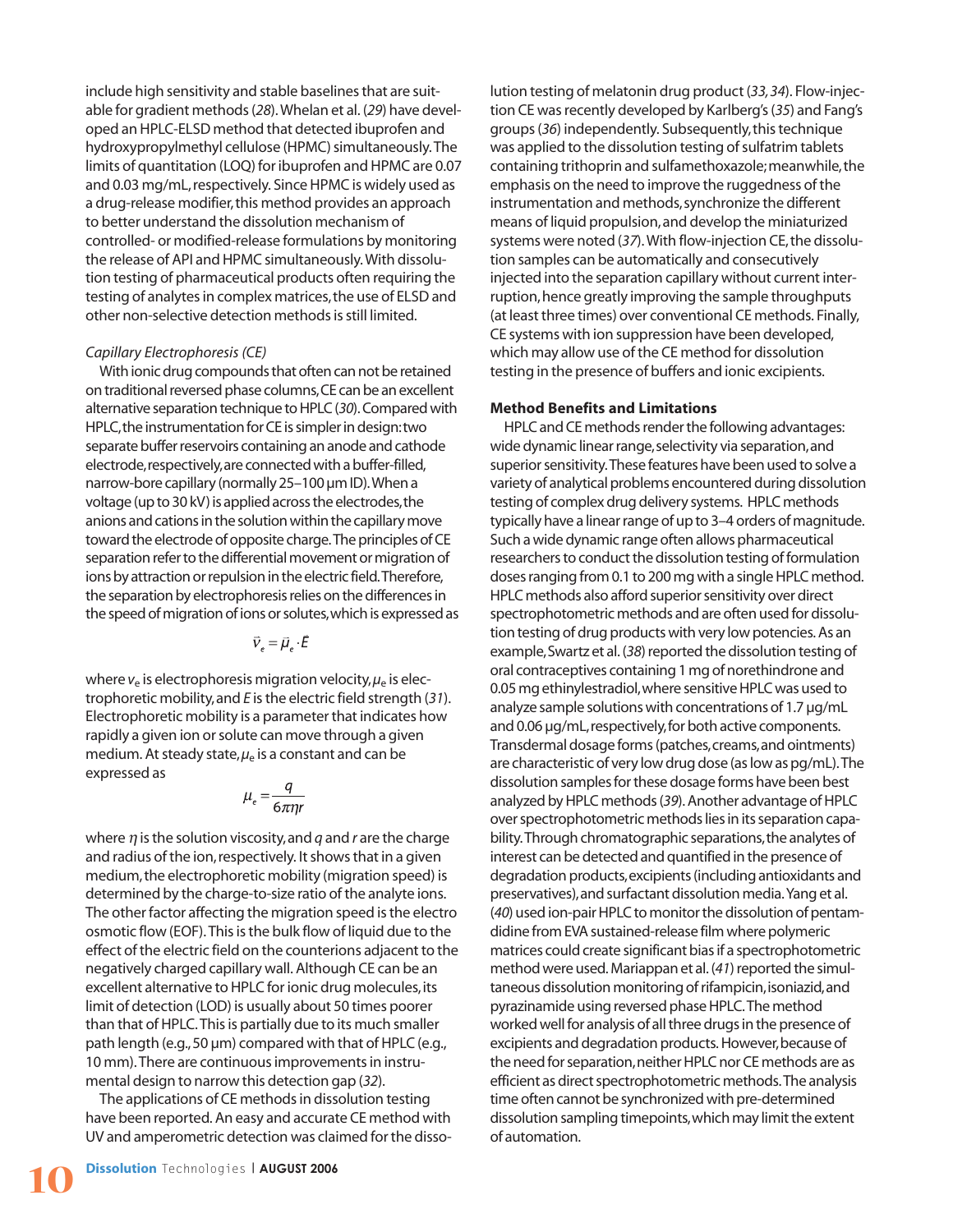include high sensitivity and stable baselines that are suitable for gradient methods (*28*). Whelan et al. (*29*) have developed an HPLC-ELSD method that detected ibuprofen and hydroxypropylmethyl cellulose (HPMC) simultaneously. The limits of quantitation (LOQ) for ibuprofen and HPMC are 0.07 and 0.03 mg/mL, respectively. Since HPMC is widely used as a drug-release modifier, this method provides an approach to better understand the dissolution mechanism of controlled- or modified-release formulations by monitoring the release of API and HPMC simultaneously. With dissolution testing of pharmaceutical products often requiring the testing of analytes in complex matrices, the use of ELSD and other non-selective detection methods is still limited.

*Capillary Electrophoresis (CE)*

With ionic drug compounds that often can not be retained on traditional reversed phase columns, CE can be an excellent alternative separation technique to HPLC (*30*). Compared with HPLC, the instrumentation for CE is simpler in design: two separate buffer reservoirs containing an anode and cathode electrode, respectively, are connected with a buffer-filled, narrow-bore capillary (normally 25–100 µm ID). When a voltage (up to 30 kV) is applied across the electrodes, the anions and cations in the solution within the capillary move toward the electrode of opposite charge. The principles of CE separation refer to the differential movement or migration of ions by attraction or repulsion in the electric field. Therefore, the separation by electrophoresis relies on the differences in the speed of migration of ions or solutes, which is expressed as

$$\vec{v}_e = \vec{\mu}_e \cdot \vec{E}$$

where $v_e$ is electrophoresis migration velocity, $\mu_e$ is electrophoretic mobility, and $E$ is the electric field strength (*31*). Electrophoretic mobility is a parameter that indicates how rapidly a given ion or solute can move through a given medium. At steady state, $\mu_e$ is a constant and can be expressed as

$$\mu_e = \frac{q}{6\pi\eta r}$$

where $\eta$ is the solution viscosity, and $q$ and $r$ are the charge and radius of the ion, respectively. It shows that in a given medium, the electrophoretic mobility (migration speed) is determined by the charge-to-size ratio of the analyte ions. The other factor affecting the migration speed is the electro osmotic flow (EOF). This is the bulk flow of liquid due to the effect of the electric field on the counterions adjacent to the negatively charged capillary wall. Although CE can be an excellent alternative to HPLC for ionic drug molecules, its limit of detection (LOD) is usually about 50 times poorer than that of HPLC. This is partially due to its much smaller path length (e.g., 50 µm) compared with that of HPLC (e.g., 10 mm). There are continuous improvements in instrumental design to narrow this detection gap (*32*).

The applications of CE methods in dissolution testing have been reported. An easy and accurate CE method with UV and amperometric detection was claimed for the dissolution testing of melatonin drug product (*33, 34*). Flow-injection CE was recently developed by Karlberg's (*35*) and Fang's groups (*36*) independently. Subsequently, this technique was applied to the dissolution testing of sulfatrim tablets containing trithoprin and sulfamethoxazole; meanwhile, the emphasis on the need to improve the ruggedness of the instrumentation and methods, synchronize the different means of liquid propulsion, and develop the miniaturized systems were noted (*37*). With flow-injection CE, the dissolution samples can be automatically and consecutively injected into the separation capillary without current interruption, hence greatly improving the sample throughputs (at least three times) over conventional CE methods. Finally, CE systems with ion suppression have been developed, which may allow use of the CE method for dissolution testing in the presence of buffers and ionic excipients.

**Method Benefits and Limitations**

HPLC and CE methods render the following advantages: wide dynamic linear range, selectivity via separation, and superior sensitivity. These features have been used to solve a variety of analytical problems encountered during dissolution testing of complex drug delivery systems. HPLC methods typically have a linear range of up to 3–4 orders of magnitude. Such a wide dynamic range often allows pharmaceutical researchers to conduct the dissolution testing of formulation doses ranging from 0.1 to 200 mg with a single HPLC method. HPLC methods also afford superior sensitivity over direct spectrophotometric methods and are often used for dissolution testing of drug products with very low potencies. As an example, Swartz et al. (*38*) reported the dissolution testing of oral contraceptives containing 1 mg of norethindrone and 0.05 mg ethinylestradiol, where sensitive HPLC was used to analyze sample solutions with concentrations of 1.7 µg/mL and 0.06 µg/mL, respectively, for both active components. Transdermal dosage forms (patches, creams, and ointments) are characteristic of very low drug dose (as low as pg/mL). The dissolution samples for these dosage forms have been best analyzed by HPLC methods (*39*). Another advantage of HPLC over spectrophotometric methods lies in its separation capability. Through chromatographic separations, the analytes of interest can be detected and quantified in the presence of degradation products, excipients (including antioxidants and preservatives), and surfactant dissolution media. Yang et al. (*40*) used ion-pair HPLC to monitor the dissolution of pentamdidine from EVA sustained-release film where polymeric matrices could create significant bias if a spectrophotometric method were used. Mariappan et al. (*41*) reported the simultaneous dissolution monitoring of rifampicin, isoniazid, and pyrazinamide using reversed phase HPLC. The method worked well for analysis of all three drugs in the presence of excipients and degradation products. However, because of the need for separation, neither HPLC nor CE methods are as efficient as direct spectrophotometric methods. The analysis time often cannot be synchronized with pre-determined dissolution sampling timepoints, which may limit the extent of automation.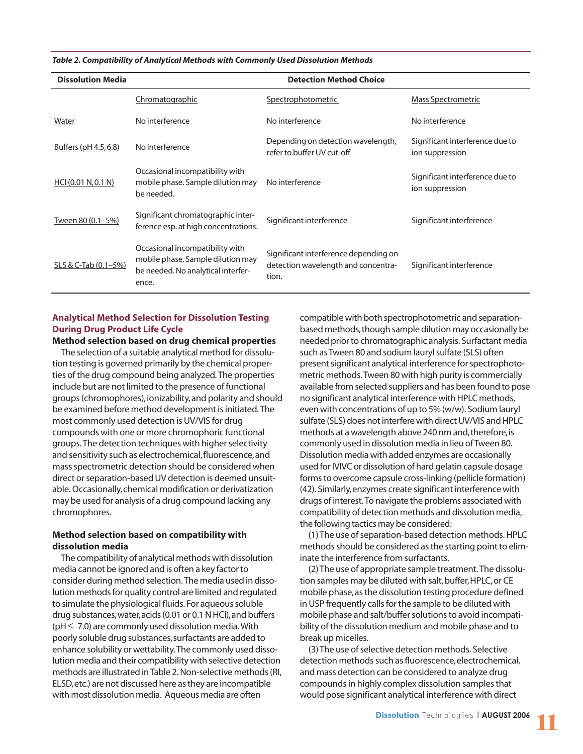*Table 2. Compatibility of Analytical Methods with Commonly Used Dissolution Methods*

| Dissolution Media | Detection Method Choice | | |
|---|---|---|---|
| | Chromatographic | Spectrophotometric | Mass Spectrometric |
| Water | No interference | No interference | No interference |
| Buffers (pH 4.5, 6.8) | No interference | Depending on detection wavelength, refer to buffer UV cut-off | Significant interference due to ion suppression |
| HCl (0.01 N, 0.1 N) | Occasional incompatibility with mobile phase. Sample dilution may be needed. | No interference | Significant interference due to ion suppression |
| Tween 80 (0.1–5%) | Significant chromatographic interference esp. at high concentrations. | Significant interference | Significant interference |
| SLS & C-Tab (0.1–5%) | Occasional incompatibility with mobile phase. Sample dilution may be needed. No analytical interference. | Significant interference depending on detection wavelength and concentration. | Significant interference |

## Analytical Method Selection for Dissolution Testing During Drug Product Life Cycle

### Method selection based on drug chemical properties

The selection of a suitable analytical method for dissolution testing is governed primarily by the chemical properties of the drug compound being analyzed. The properties include but are not limited to the presence of functional groups (chromophores), ionizability, and polarity and should be examined before method development is initiated. The most commonly used detection is UV/VIS for drug compounds with one or more chromophoric functional groups. The detection techniques with higher selectivity and sensitivity such as electrochemical, fluorescence, and mass spectrometric detection should be considered when direct or separation-based UV detection is deemed unsuitable. Occasionally, chemical modification or derivatization may be used for analysis of a drug compound lacking any chromophores.

### Method selection based on compatibility with dissolution media

The compatibility of analytical methods with dissolution media cannot be ignored and is often a key factor to consider during method selection. The media used in dissolution methods for quality control are limited and regulated to simulate the physiological fluids. For aqueous soluble drug substances, water, acids (0.01 or 0.1 N HCl), and buffers (pH $\leq$ 7.0) are commonly used dissolution media. With poorly soluble drug substances, surfactants are added to enhance solubility or wettability. The commonly used dissolution media and their compatibility with selective detection methods are illustrated in Table 2. Non-selective methods (RI, ELSD, etc.) are not discussed here as they are incompatible with most dissolution media. Aqueous media are often compatible with both spectrophotometric and separation-based methods, though sample dilution may occasionally be needed prior to chromatographic analysis. Surfactant media such as Tween 80 and sodium lauryl sulfate (SLS) often present significant analytical interference for spectrophotometric methods. Tween 80 with high purity is commercially available from selected suppliers and has been found to pose no significant analytical interference with HPLC methods, even with concentrations of up to 5% (w/w). Sodium lauryl sulfate (SLS) does not interfere with direct UV/VIS and HPLC methods at a wavelength above 240 nm and, therefore, is commonly used in dissolution media in lieu of Tween 80. Dissolution media with added enzymes are occasionally used for IVIVC or dissolution of hard gelatin capsule dosage forms to overcome capsule cross-linking (pellicle formation) (42). Similarly, enzymes create significant interference with drugs of interest. To navigate the problems associated with compatibility of detection methods and dissolution media, the following tactics may be considered:

(1) The use of separation-based detection methods. HPLC methods should be considered as the starting point to eliminate the interference from surfactants.

(2) The use of appropriate sample treatment. The dissolution samples may be diluted with salt, buffer, HPLC, or CE mobile phase, as the dissolution testing procedure defined in USP frequently calls for the sample to be diluted with mobile phase and salt/buffer solutions to avoid incompatibility of the dissolution medium and mobile phase and to break up micelles.

(3) The use of selective detection methods. Selective detection methods such as fluorescence, electrochemical, and mass detection can be considered to analyze drug compounds in highly complex dissolution samples that would pose significant analytical interference with direct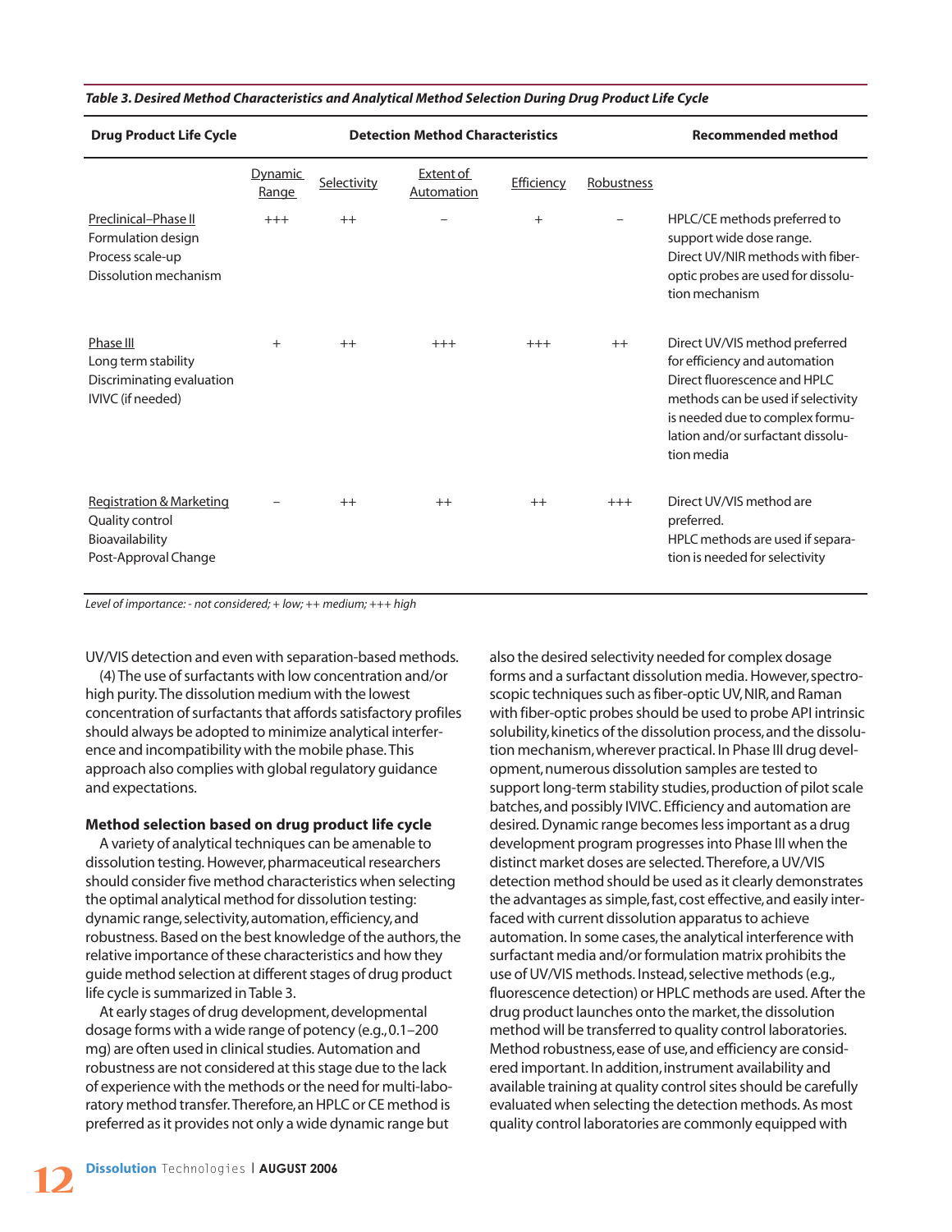*Table 3. Desired Method Characteristics and Analytical Method Selection During Drug Product Life Cycle*

| Drug Product Life Cycle | Detection Method Characteristics | | | | | Recommended method |
|---|---|---|---|---|---|---|
| | Dynamic Range | Selectivity | Extent of Automation | Efficiency | Robustness | |
| Preclinical–Phase II<br>Formulation design<br>Process scale-up<br>Dissolution mechanism | +++ | ++ | – | + | – | HPLC/CE methods preferred to support wide dose range.<br>Direct UV/NIR methods with fiber-optic probes are used for dissolution mechanism |
| Phase III<br>Long term stability<br>Discriminating evaluation<br>IVIVC (if needed) | + | ++ | +++ | +++ | ++ | Direct UV/VIS method preferred for efficiency and automation<br>Direct fluorescence and HPLC methods can be used if selectivity is needed due to complex formulation and/or surfactant dissolution media |
| Registration & Marketing<br>Quality control<br>Bioavailability<br>Post-Approval Change | – | ++ | ++ | ++ | +++ | Direct UV/VIS method are preferred.<br>HPLC methods are used if separation is needed for selectivity |

*Level of importance: - not considered; + low; ++ medium; +++ high*

UV/VIS detection and even with separation-based methods.

(4) The use of surfactants with low concentration and/or high purity. The dissolution medium with the lowest concentration of surfactants that affords satisfactory profiles should always be adopted to minimize analytical interference and incompatibility with the mobile phase. This approach also complies with global regulatory guidance and expectations.

**Method selection based on drug product life cycle**

A variety of analytical techniques can be amenable to dissolution testing. However, pharmaceutical researchers should consider five method characteristics when selecting the optimal analytical method for dissolution testing: dynamic range, selectivity, automation, efficiency, and robustness. Based on the best knowledge of the authors, the relative importance of these characteristics and how they guide method selection at different stages of drug product life cycle is summarized in Table 3.

At early stages of drug development, developmental dosage forms with a wide range of potency (e.g., 0.1–200 mg) are often used in clinical studies. Automation and robustness are not considered at this stage due to the lack of experience with the methods or the need for multi-laboratory method transfer. Therefore, an HPLC or CE method is preferred as it provides not only a wide dynamic range but also the desired selectivity needed for complex dosage forms and a surfactant dissolution media. However, spectroscopic techniques such as fiber-optic UV, NIR, and Raman with fiber-optic probes should be used to probe API intrinsic solubility, kinetics of the dissolution process, and the dissolution mechanism, wherever practical. In Phase III drug development, numerous dissolution samples are tested to support long-term stability studies, production of pilot scale batches, and possibly IVIVC. Efficiency and automation are desired. Dynamic range becomes less important as a drug development program progresses into Phase III when the distinct market doses are selected. Therefore, a UV/VIS detection method should be used as it clearly demonstrates the advantages as simple, fast, cost effective, and easily interfaced with current dissolution apparatus to achieve automation. In some cases, the analytical interference with surfactant media and/or formulation matrix prohibits the use of UV/VIS methods. Instead, selective methods (e.g., fluorescence detection) or HPLC methods are used. After the drug product launches onto the market, the dissolution method will be transferred to quality control laboratories. Method robustness, ease of use, and efficiency are considered important. In addition, instrument availability and available training at quality control sites should be carefully evaluated when selecting the detection methods. As most quality control laboratories are commonly equipped with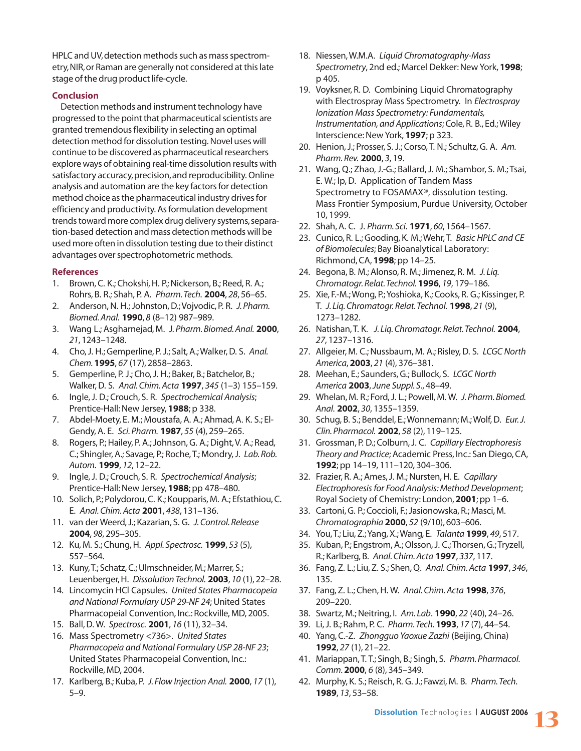HPLC and UV, detection methods such as mass spectrometry, NIR, or Raman are generally not considered at this late stage of the drug product life-cycle.

## Conclusion

Detection methods and instrument technology have progressed to the point that pharmaceutical scientists are granted tremendous flexibility in selecting an optimal detection method for dissolution testing. Novel uses will continue to be discovered as pharmaceutical researchers explore ways of obtaining real-time dissolution results with satisfactory accuracy, precision, and reproducibility. Online analysis and automation are the key factors for detection method choice as the pharmaceutical industry drives for efficiency and productivity. As formulation development trends toward more complex drug delivery systems, separation-based detection and mass detection methods will be used more often in dissolution testing due to their distinct advantages over spectrophotometric methods.

## References

1. Brown, C. K.; Chokshi, H. P.; Nickerson, B.; Reed, R. A.; Rohrs, B. R.; Shah, P. A. *Pharm. Tech.* **2004**, *28*, 56–65.
2. Anderson, N. H.; Johnston, D.; Vojvodic, P. R. *J. Pharm. Biomed. Anal.* **1990**, *8* (8–12) 987–989.
3. Wang L.; Asgharnejad, M. *J. Pharm. Biomed. Anal.* **2000**, *21*, 1243–1248.
4. Cho, J. H.; Gemperline, P. J.; Salt, A.; Walker, D. S. *Anal. Chem.* **1995**, *67* (17), 2858–2863.
5. Gemperline, P. J.; Cho, J. H.; Baker, B.; Batchelor, B.; Walker, D. S. *Anal. Chim. Acta* **1997**, *345* (1–3) 155–159.
6. Ingle, J. D.; Crouch, S. R. *Spectrochemical Analysis*; Prentice-Hall: New Jersey, **1988**; p 338.
7. Abdel-Moety, E. M.; Moustafa, A. A.; Ahmad, A. K. S.; El-Gendy, A. E. *Sci. Pharm.* **1987**, *55* (4), 259–265.
8. Rogers, P.; Hailey, P. A.; Johnson, G. A.; Dight, V. A.; Read, C.; Shingler, A.; Savage, P.; Roche, T.; Mondry, J. *Lab. Rob. Autom.* **1999**, *12*, 12–22.
9. Ingle, J. D.; Crouch, S. R. *Spectrochemical Analysis*; Prentice-Hall: New Jersey, **1988**; pp 478–480.
10. Solich, P.; Polydorou, C. K.; Koupparis, M. A.; Efstathiou, C. E. *Anal. Chim. Acta* **2001**, *438*, 131–136.
11. van der Weerd, J.; Kazarian, S. G. *J. Control. Release* **2004**, *98*, 295–305.
12. Ku, M. S.; Chung, H. *Appl. Spectrosc.* **1999**, *53* (5), 557–564.
13. Kuny, T.; Schatz, C.; Ulmschneider, M.; Marrer, S.; Leuenberger, H. *Dissolution Technol.* **2003**, *10* (1), 22–28.
14. Lincomycin HCl Capsules. *United States Pharmacopeia and National Formulary USP 29-NF 24*; United States Pharmacopeial Convention, Inc.: Rockville, MD, 2005.
15. Ball, D. W. *Spectrosc.* **2001**, *16* (11), 32–34.
16. Mass Spectrometry <736>. *United States Pharmacopeia and National Formulary USP 28-NF 23*; United States Pharmacopeial Convention, Inc.: Rockville, MD, 2004.
17. Karlberg, B.; Kuba, P. *J. Flow Injection Anal.* **2000**, *17* (1), 5–9.
18. Niessen, W.M.A. *Liquid Chromatography-Mass Spectrometry*, 2nd ed.; Marcel Dekker: New York, **1998**; p 405.
19. Voyksner, R. D. Combining Liquid Chromatography with Electrospray Mass Spectrometry. In *Electrospray Ionization Mass Spectrometry: Fundamentals, Instrumentation, and Applications*; Cole, R. B., Ed.; Wiley Interscience: New York, **1997**; p 323.
20. Henion, J.; Prosser, S. J.; Corso, T. N.; Schultz, G. A. *Am. Pharm. Rev.* **2000**, *3*, 19.
21. Wang, Q.; Zhao, J.-G.; Ballard, J. M.; Shambor, S. M.; Tsai, E. W.; Ip, D. Application of Tandem Mass Spectrometry to FOSAMAX®, dissolution testing. Mass Frontier Symposium, Purdue University, October 10, 1999.
22. Shah, A. C. *J. Pharm. Sci.* **1971**, *60*, 1564–1567.
23. Cunico, R. L.; Gooding, K. M.; Wehr, T. *Basic HPLC and CE of Biomolecules*; Bay Bioanalytical Laboratory: Richmond, CA, **1998**; pp 14–25.
24. Begona, B. M.; Alonso, R. M.; Jimenez, R. M. *J. Liq. Chromatogr. Relat. Technol.* **1996**, *19*, 179–186.
25. Xie, F.-M.; Wong, P.; Yoshioka, K.; Cooks, R. G.; Kissinger, P. T. *J. Liq. Chromatogr. Relat. Technol.* **1998**, *21* (9), 1273–1282.
26. Natishan, T. K. *J. Liq. Chromatogr. Relat. Technol.* **2004**, *27*, 1237–1316.
27. Allgeier, M. C.; Nussbaum, M. A.; Risley, D. S. *LCGC North America*, **2003**, *21* (4), 376–381.
28. Meehan, E.; Saunders, G.; Bullock, S. *LCGC North America* **2003**, *June Suppl. S.*, 48–49.
29. Whelan, M. R.; Ford, J. L.; Powell, M. W. *J. Pharm. Biomed. Anal.* **2002**, *30*, 1355–1359.
30. Schug, B. S.; Benddel, E.; Wonnemann; M.; Wolf, D. *Eur. J. Clin. Pharmacol.* **2002**, *58* (2), 119–125.
31. Grossman, P. D.; Colburn, J. C. *Capillary Electrophoresis Theory and Practice*; Academic Press, Inc.: San Diego, CA, **1992**; pp 14–19, 111–120, 304–306.
32. Frazier, R. A.; Ames, J. M.; Nursten, H. E. *Capillary Electrophoresis for Food Analysis: Method Development*; Royal Society of Chemistry: London, **2001**; pp 1–6.
33. Cartoni, G. P.; Coccioli, F.; Jasionowska, R.; Masci, M. *Chromatographia* **2000**, *52* (9/10), 603–606.
34. You, T.; Liu, Z.; Yang, X.; Wang, E. *Talanta* **1999**, *49*, 517.
35. Kuban, P.; Engstrom, A.; Olsson, J. C.; Thorsen, G.; Tryzell, R.; Karlberg, B. *Anal. Chim. Acta* **1997**, *337*, 117.
36. Fang, Z. L.; Liu, Z. S.; Shen, Q. *Anal. Chim. Acta* **1997**, *346*, 135.
37. Fang, Z. L.; Chen, H. W. *Anal. Chim. Acta* **1998**, *376*, 209–220.
38. Swartz, M.; Neitring, I. *Am. Lab*. **1990**, *22* (40), 24–26.
39. Li, J. B.; Rahm, P. C. *Pharm. Tech.* **1993**, *17* (7), 44–54.
40. Yang, C.-Z. *Zhongguo Yaoxue Zazhi* (Beijing, China) **1992**, *27* (1), 21–22.
41. Mariappan, T. T.; Singh, B.; Singh, S. *Pharm. Pharmacol. Comm.* **2000**, *6* (8), 345–349.
42. Murphy, K. S.; Reisch, R. G. J.; Fawzi, M. B. *Pharm. Tech.* **1989**, *13*, 53–58.